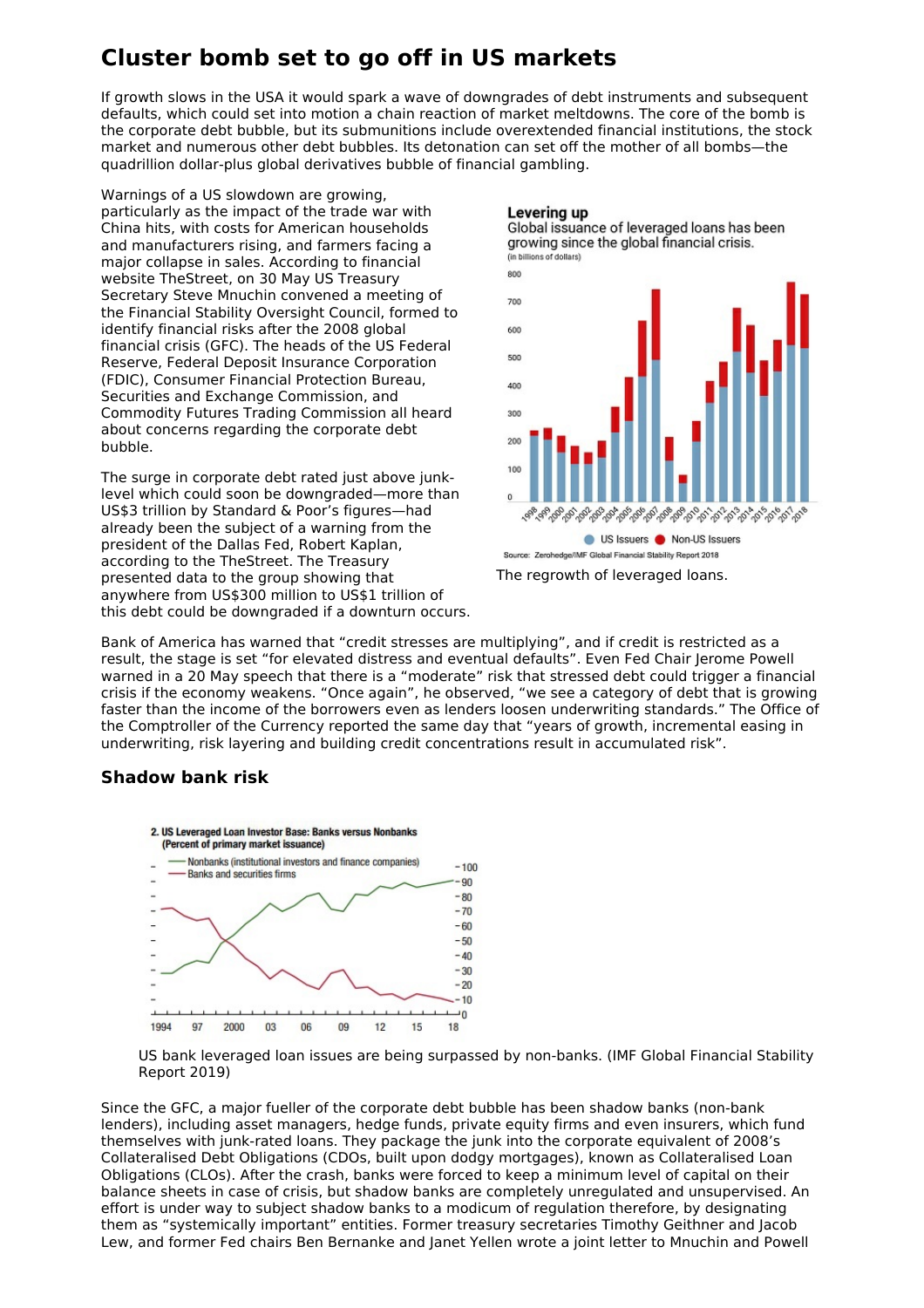# Cluster bomb set to go off in US markets

If growth slows in the USA it would spark a wave of downgrades of debt instruments and subsequent defaults, which could set into motion a chain reaction of market meltdowns. The core of the bomb is the corporate debt bubble, but its submunitions include overextended financial institutions, the stock market and numerous other debt bubbles. Its detonation can set off the mother of all bombs—the quadrillion dollar-plus global derivatives bubble of financial gambling.

Warnings of a US slowdown are growing, particularly as the impact of the trade war with China hits, with costs for American households and manufacturers rising, and farmers facing a major collapse in sales. According to financial website TheStreet, on 30 May US Treasury Secretary Steve Mnuchin convened a meeting of the Financial Stability Oversight Council, formed to identify financial risks after the 2008 global financial crisis (GFC). The heads of the US Federal Reserve, Federal Deposit Insurance Corporation (FDIC), Consumer Financial Protection Bureau, Securities and Exchange Commission, and Commodity Futures Trading Commission all heard about concerns regarding the corporate debt bubble.

The surge in corporate debt rated just above junk-level which could soon be downgraded—more than US$3 trillion by Standard & Poor's figures—had already been the subject of a warning from the president of the Dallas Fed, Robert Kaplan, according to the TheStreet. The Treasury presented data to the group showing that anywhere from US$300 million to US$1 trillion of this debt could be downgraded if a downturn occurs.

The regrowth of leveraged loans.

Bank of America has warned that "credit stresses are multiplying", and if credit is restricted as a result, the stage is set "for elevated distress and eventual defaults". Even Fed Chair Jerome Powell warned in a 20 May speech that there is a "moderate" risk that stressed debt could trigger a financial crisis if the economy weakens. "Once again", he observed, "we see a category of debt that is growing faster than the income of the borrowers even as lenders loosen underwriting standards." The Office of the Comptroller of the Currency reported the same day that "years of growth, incremental easing in underwriting, risk layering and building credit concentrations result in accumulated risk".

## Shadow bank risk

US bank leveraged loan issues are being surpassed by non-banks. (IMF Global Financial Stability Report 2019)

Since the GFC, a major fueller of the corporate debt bubble has been shadow banks (non-bank lenders), including asset managers, hedge funds, private equity firms and even insurers, which fund themselves with junk-rated loans. They package the junk into the corporate equivalent of 2008's Collateralised Debt Obligations (CDOs, built upon dodgy mortgages), known as Collateralised Loan Obligations (CLOs). After the crash, banks were forced to keep a minimum level of capital on their balance sheets in case of crisis, but shadow banks are completely unregulated and unsupervised. An effort is under way to subject shadow banks to a modicum of regulation therefore, by designating them as "systemically important" entities. Former treasury secretaries Timothy Geithner and Jacob Lew, and former Fed chairs Ben Bernanke and Janet Yellen wrote a joint letter to Mnuchin and Powell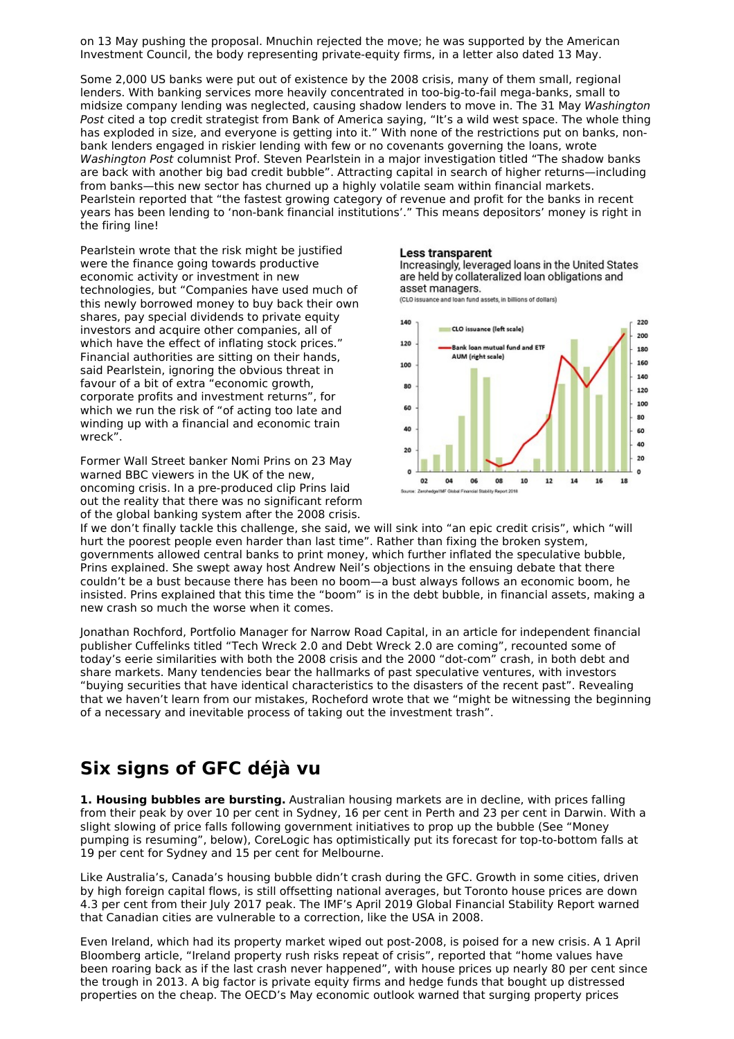on 13 May pushing the proposal. Mnuchin rejected the move; he was supported by the American Investment Council, the body representing private-equity firms, in a letter also dated 13 May.

Some 2,000 US banks were put out of existence by the 2008 crisis, many of them small, regional lenders. With banking services more heavily concentrated in too-big-to-fail mega-banks, small to midsize company lending was neglected, causing shadow lenders to move in. The 31 May *Washington Post* cited a top credit strategist from Bank of America saying, "It's a wild west space. The whole thing has exploded in size, and everyone is getting into it." With none of the restrictions put on banks, non-bank lenders engaged in riskier lending with few or no covenants governing the loans, wrote *Washington Post* columnist Prof. Steven Pearlstein in a major investigation titled "The shadow banks are back with another big bad credit bubble". Attracting capital in search of higher returns—including from banks—this new sector has churned up a highly volatile seam within financial markets. Pearlstein reported that "the fastest growing category of revenue and profit for the banks in recent years has been lending to 'non-bank financial institutions'." This means depositors' money is right in the firing line!

Pearlstein wrote that the risk might be justified were the finance going towards productive economic activity or investment in new technologies, but "Companies have used much of this newly borrowed money to buy back their own shares, pay special dividends to private equity investors and acquire other companies, all of which have the effect of inflating stock prices." Financial authorities are sitting on their hands, said Pearlstein, ignoring the obvious threat in favour of a bit of extra "economic growth, corporate profits and investment returns", for which we run the risk of "of acting too late and winding up with a financial and economic train wreck".

**Less transparent**
Increasingly, leveraged loans in the United States are held by collateralized loan obligations and asset managers.
(CLO issuance and loan fund assets, in billions of dollars)

Source: Zerohedge/IMF Global Financial Stability Report 2018

Former Wall Street banker Nomi Prins on 23 May warned BBC viewers in the UK of the new, oncoming crisis. In a pre-produced clip Prins laid out the reality that there was no significant reform of the global banking system after the 2008 crisis. If we don't finally tackle this challenge, she said, we will sink into "an epic credit crisis", which "will hurt the poorest people even harder than last time". Rather than fixing the broken system, governments allowed central banks to print money, which further inflated the speculative bubble, Prins explained. She swept away host Andrew Neil's objections in the ensuing debate that there couldn't be a bust because there has been no boom—a bust always follows an economic boom, he insisted. Prins explained that this time the "boom" is in the debt bubble, in financial assets, making a new crash so much the worse when it comes.

Jonathan Rochford, Portfolio Manager for Narrow Road Capital, in an article for independent financial publisher Cuffelinks titled "Tech Wreck 2.0 and Debt Wreck 2.0 are coming", recounted some of today's eerie similarities with both the 2008 crisis and the 2000 "dot-com" crash, in both debt and share markets. Many tendencies bear the hallmarks of past speculative ventures, with investors "buying securities that have identical characteristics to the disasters of the recent past". Revealing that we haven't learn from our mistakes, Rocheford wrote that we "might be witnessing the beginning of a necessary and inevitable process of taking out the investment trash".

## Six signs of GFC déjà vu

**1. Housing bubbles are bursting.** Australian housing markets are in decline, with prices falling from their peak by over 10 per cent in Sydney, 16 per cent in Perth and 23 per cent in Darwin. With a slight slowing of price falls following government initiatives to prop up the bubble (See "Money pumping is resuming", below), CoreLogic has optimistically put its forecast for top-to-bottom falls at 19 per cent for Sydney and 15 per cent for Melbourne.

Like Australia's, Canada's housing bubble didn't crash during the GFC. Growth in some cities, driven by high foreign capital flows, is still offsetting national averages, but Toronto house prices are down 4.3 per cent from their July 2017 peak. The IMF's April 2019 Global Financial Stability Report warned that Canadian cities are vulnerable to a correction, like the USA in 2008.

Even Ireland, which had its property market wiped out post-2008, is poised for a new crisis. A 1 April Bloomberg article, "Ireland property rush risks repeat of crisis", reported that "home values have been roaring back as if the last crash never happened", with house prices up nearly 80 per cent since the trough in 2013. A big factor is private equity firms and hedge funds that bought up distressed properties on the cheap. The OECD's May economic outlook warned that surging property prices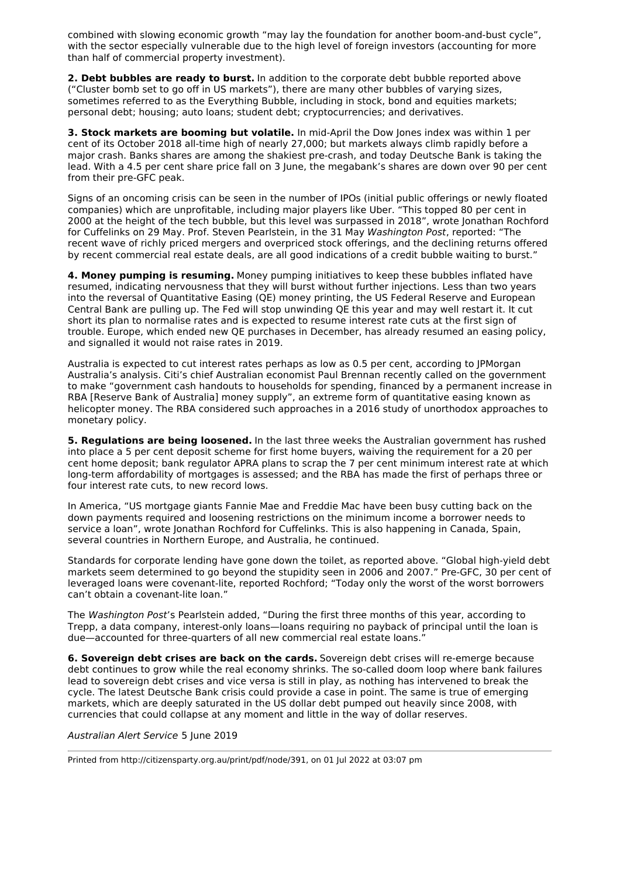combined with slowing economic growth "may lay the foundation for another boom-and-bust cycle", with the sector especially vulnerable due to the high level of foreign investors (accounting for more than half of commercial property investment).

**2. Debt bubbles are ready to burst.** In addition to the corporate debt bubble reported above ("Cluster bomb set to go off in US markets"), there are many other bubbles of varying sizes, sometimes referred to as the Everything Bubble, including in stock, bond and equities markets; personal debt; housing; auto loans; student debt; cryptocurrencies; and derivatives.

**3. Stock markets are booming but volatile.** In mid-April the Dow Jones index was within 1 per cent of its October 2018 all-time high of nearly 27,000; but markets always climb rapidly before a major crash. Banks shares are among the shakiest pre-crash, and today Deutsche Bank is taking the lead. With a 4.5 per cent share price fall on 3 June, the megabank's shares are down over 90 per cent from their pre-GFC peak.

Signs of an oncoming crisis can be seen in the number of IPOs (initial public offerings or newly floated companies) which are unprofitable, including major players like Uber. "This topped 80 per cent in 2000 at the height of the tech bubble, but this level was surpassed in 2018", wrote Jonathan Rochford for Cuffelinks on 29 May. Prof. Steven Pearlstein, in the 31 May *Washington Post*, reported: "The recent wave of richly priced mergers and overpriced stock offerings, and the declining returns offered by recent commercial real estate deals, are all good indications of a credit bubble waiting to burst."

**4. Money pumping is resuming.** Money pumping initiatives to keep these bubbles inflated have resumed, indicating nervousness that they will burst without further injections. Less than two years into the reversal of Quantitative Easing (QE) money printing, the US Federal Reserve and European Central Bank are pulling up. The Fed will stop unwinding QE this year and may well restart it. It cut short its plan to normalise rates and is expected to resume interest rate cuts at the first sign of trouble. Europe, which ended new QE purchases in December, has already resumed an easing policy, and signalled it would not raise rates in 2019.

Australia is expected to cut interest rates perhaps as low as 0.5 per cent, according to JPMorgan Australia's analysis. Citi's chief Australian economist Paul Brennan recently called on the government to make "government cash handouts to households for spending, financed by a permanent increase in RBA [Reserve Bank of Australia] money supply", an extreme form of quantitative easing known as helicopter money. The RBA considered such approaches in a 2016 study of unorthodox approaches to monetary policy.

**5. Regulations are being loosened.** In the last three weeks the Australian government has rushed into place a 5 per cent deposit scheme for first home buyers, waiving the requirement for a 20 per cent home deposit; bank regulator APRA plans to scrap the 7 per cent minimum interest rate at which long-term affordability of mortgages is assessed; and the RBA has made the first of perhaps three or four interest rate cuts, to new record lows.

In America, "US mortgage giants Fannie Mae and Freddie Mac have been busy cutting back on the down payments required and loosening restrictions on the minimum income a borrower needs to service a loan", wrote Jonathan Rochford for Cuffelinks. This is also happening in Canada, Spain, several countries in Northern Europe, and Australia, he continued.

Standards for corporate lending have gone down the toilet, as reported above. "Global high-yield debt markets seem determined to go beyond the stupidity seen in 2006 and 2007." Pre-GFC, 30 per cent of leveraged loans were covenant-lite, reported Rochford; "Today only the worst of the worst borrowers can't obtain a covenant-lite loan."

The *Washington Post*'s Pearlstein added, "During the first three months of this year, according to Trepp, a data company, interest-only loans—loans requiring no payback of principal until the loan is due—accounted for three-quarters of all new commercial real estate loans."

**6. Sovereign debt crises are back on the cards.** Sovereign debt crises will re-emerge because debt continues to grow while the real economy shrinks. The so-called doom loop where bank failures lead to sovereign debt crises and vice versa is still in play, as nothing has intervened to break the cycle. The latest Deutsche Bank crisis could provide a case in point. The same is true of emerging markets, which are deeply saturated in the US dollar debt pumped out heavily since 2008, with currencies that could collapse at any moment and little in the way of dollar reserves.

*Australian Alert Service* 5 June 2019

Printed from http://citizensparty.org.au/print/pdf/node/391, on 01 Jul 2022 at 03:07 pm